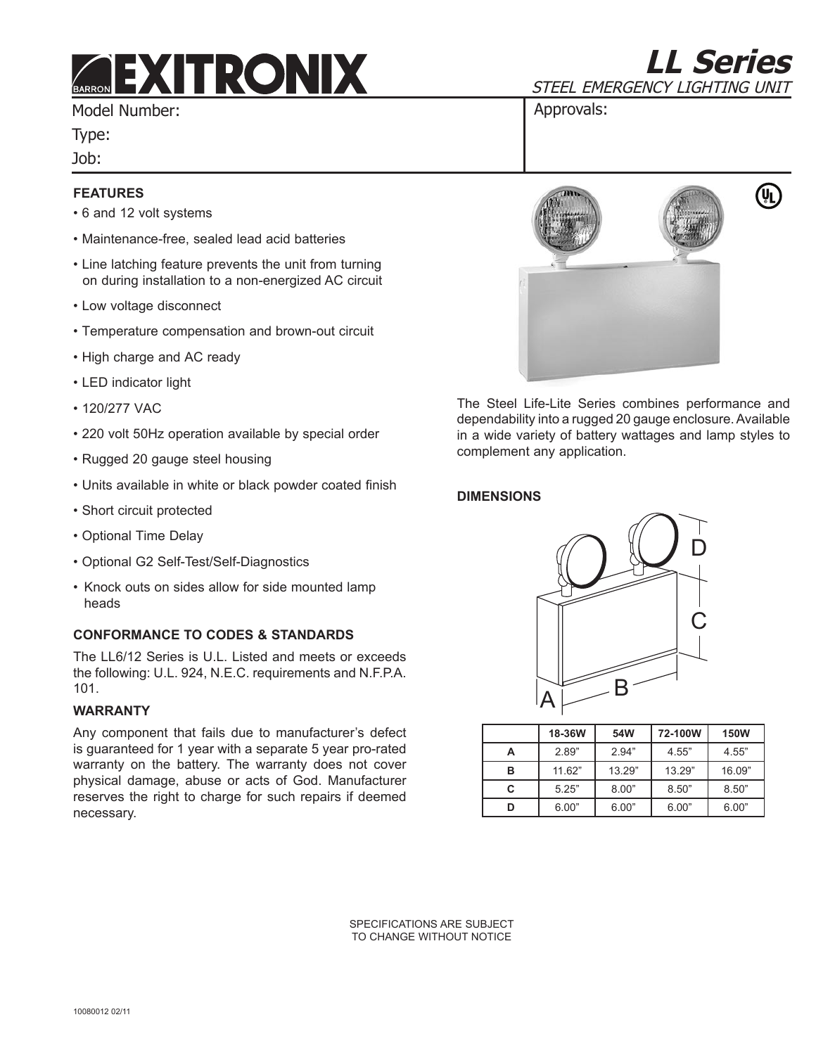# EXITRONIX

## LL Series

*STEEL EMERGENCY LIGHTING UNIT*

Model Number:

Type:

Job:

Approvals:

### FEATURES

- 6 and 12 volt systems
- Maintenance-free, sealed lead acid batteries
- Line latching feature prevents the unit from turning on during installation to a non-energized AC circuit
- Low voltage disconnect
- Temperature compensation and brown-out circuit
- High charge and AC ready
- LED indicator light
- 120/277 VAC
- 220 volt 50Hz operation available by special order
- Rugged 20 gauge steel housing
- Units available in white or black powder coated finish
- Short circuit protected
- Optional Time Delay
- Optional G2 Self-Test/Self-Diagnostics
- Knock outs on sides allow for side mounted lamp heads

### CONFORMANCE TO CODES & STANDARDS

The LL6/12 Series is U.L. Listed and meets or exceeds the following: U.L. 924, N.E.C. requirements and N.F.P.A. 101.

### WARRANTY

Any component that fails due to manufacturer's defect is guaranteed for 1 year with a separate 5 year pro-rated warranty on the battery. The warranty does not cover physical damage, abuse or acts of God. Manufacturer reserves the right to charge for such repairs if deemed necessary.

The Steel Life-Lite Series combines performance and dependability into a rugged 20 gauge enclosure. Available in a wide variety of battery wattages and lamp styles to complement any application.

### DIMENSIONS

| | 18-36W | 54W | 72-100W | 150W |
|---|---|---|---|---|
| A | 2.89" | 2.94" | 4.55" | 4.55" |
| B | 11.62" | 13.29" | 13.29" | 16.09" |
| C | 5.25" | 8.00" | 8.50" | 8.50" |
| D | 6.00" | 6.00" | 6.00" | 6.00" |

SPECIFICATIONS ARE SUBJECT TO CHANGE WITHOUT NOTICE

10080012 02/11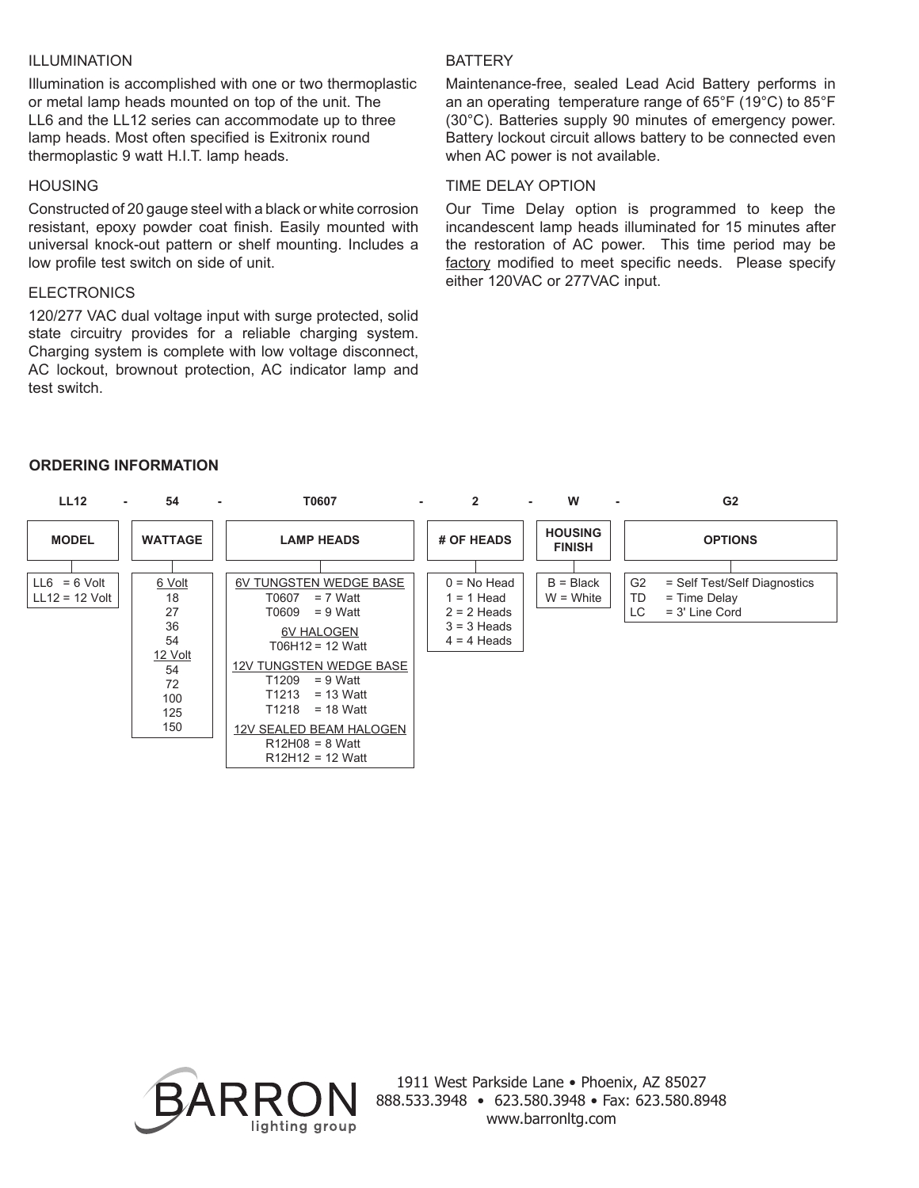## ILLUMINATION

Illumination is accomplished with one or two thermoplastic or metal lamp heads mounted on top of the unit. The LL6 and the LL12 series can accommodate up to three lamp heads. Most often specified is Exitronix round thermoplastic 9 watt H.I.T. lamp heads.

## HOUSING

Constructed of 20 gauge steel with a black or white corrosion resistant, epoxy powder coat finish. Easily mounted with universal knock-out pattern or shelf mounting. Includes a low profile test switch on side of unit.

## ELECTRONICS

120/277 VAC dual voltage input with surge protected, solid state circuitry provides for a reliable charging system. Charging system is complete with low voltage disconnect, AC lockout, brownout protection, AC indicator lamp and test switch.

## BATTERY

Maintenance-free, sealed Lead Acid Battery performs in an an operating temperature range of 65°F (19°C) to 85°F (30°C). Batteries supply 90 minutes of emergency power. Battery lockout circuit allows battery to be connected even when AC power is not available.

## TIME DELAY OPTION

Our Time Delay option is programmed to keep the incandescent lamp heads illuminated for 15 minutes after the restoration of AC power. This time period may be factory modified to meet specific needs. Please specify either 120VAC or 277VAC input.

## ORDERING INFORMATION

**LL12 - 54 - T0607 - 2 - W - G2**

| MODEL | WATTAGE | LAMP HEADS | # OF HEADS | HOUSING FINISH | OPTIONS |
|---|---|---|---|---|---|
| LL6 = 6 Volt | 6 Volt | 6V TUNGSTEN WEDGE BASE | 0 = No Head | B = Black | G2 = Self Test/Self Diagnostics |
| LL12 = 12 Volt | 18 | T0607 = 7 Watt | 1 = 1 Head | W = White | TD = Time Delay |
| | 27 | T0609 = 9 Watt | 2 = 2 Heads | | LC = 3' Line Cord |
| | 36 | 6V HALOGEN | 3 = 3 Heads | | |
| | 54 | T06H12 = 12 Watt | 4 = 4 Heads | | |
| | 12 Volt | 12V TUNGSTEN WEDGE BASE | | | |
| | 54 | T1209 = 9 Watt | | | |
| | 72 | T1213 = 13 Watt | | | |
| | 100 | T1218 = 18 Watt | | | |
| | 125 | 12V SEALED BEAM HALOGEN | | | |
| | 150 | R12H08 = 8 Watt | | | |
| | | R12H12 = 12 Watt | | | |

BARRON lighting group

1911 West Parkside Lane • Phoenix, AZ 85027
888.533.3948 • 623.580.3948 • Fax: 623.580.8948
www.barronltg.com